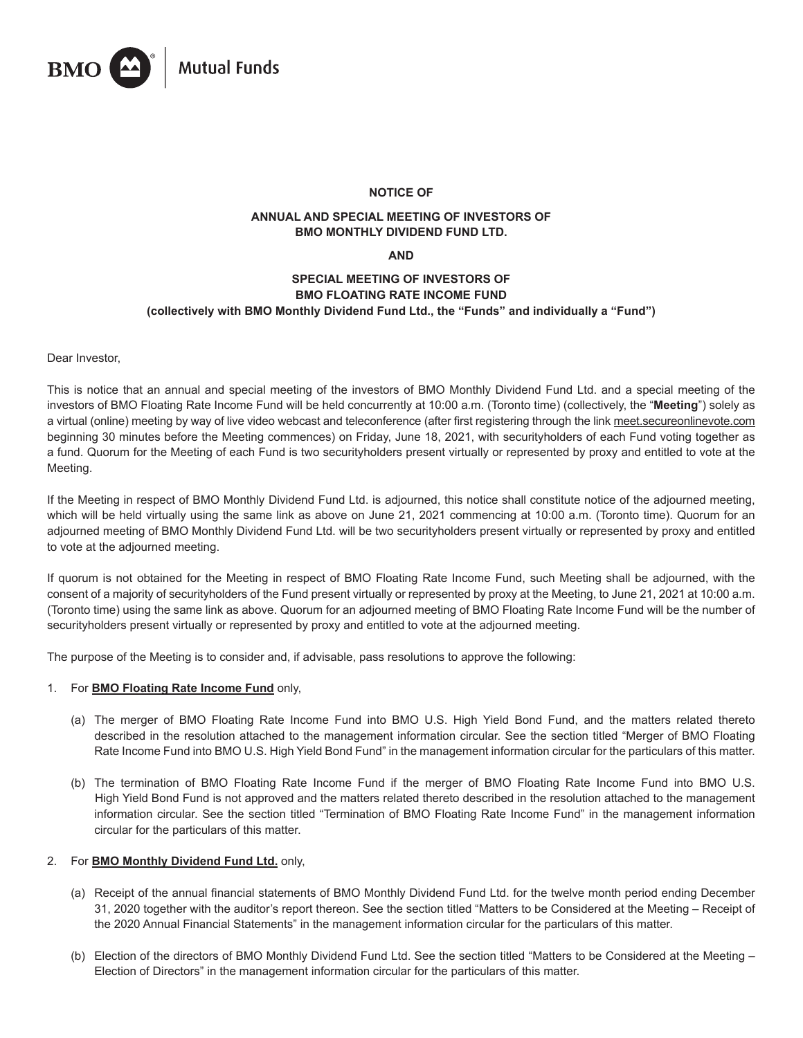BMO Mutual Funds

**NOTICE OF**

**ANNUAL AND SPECIAL MEETING OF INVESTORS OF BMO MONTHLY DIVIDEND FUND LTD.**

**AND**

**SPECIAL MEETING OF INVESTORS OF BMO FLOATING RATE INCOME FUND (collectively with BMO Monthly Dividend Fund Ltd., the "Funds" and individually a "Fund")**

Dear Investor,

This is notice that an annual and special meeting of the investors of BMO Monthly Dividend Fund Ltd. and a special meeting of the investors of BMO Floating Rate Income Fund will be held concurrently at 10:00 a.m. (Toronto time) (collectively, the "**Meeting**") solely as a virtual (online) meeting by way of live video webcast and teleconference (after first registering through the link meet.secureonlinevote.com beginning 30 minutes before the Meeting commences) on Friday, June 18, 2021, with securityholders of each Fund voting together as a fund. Quorum for the Meeting of each Fund is two securityholders present virtually or represented by proxy and entitled to vote at the Meeting.

If the Meeting in respect of BMO Monthly Dividend Fund Ltd. is adjourned, this notice shall constitute notice of the adjourned meeting, which will be held virtually using the same link as above on June 21, 2021 commencing at 10:00 a.m. (Toronto time). Quorum for an adjourned meeting of BMO Monthly Dividend Fund Ltd. will be two securityholders present virtually or represented by proxy and entitled to vote at the adjourned meeting.

If quorum is not obtained for the Meeting in respect of BMO Floating Rate Income Fund, such Meeting shall be adjourned, with the consent of a majority of securityholders of the Fund present virtually or represented by proxy at the Meeting, to June 21, 2021 at 10:00 a.m. (Toronto time) using the same link as above. Quorum for an adjourned meeting of BMO Floating Rate Income Fund will be the number of securityholders present virtually or represented by proxy and entitled to vote at the adjourned meeting.

The purpose of the Meeting is to consider and, if advisable, pass resolutions to approve the following:

1. For **BMO Floating Rate Income Fund** only,

   (a) The merger of BMO Floating Rate Income Fund into BMO U.S. High Yield Bond Fund, and the matters related thereto described in the resolution attached to the management information circular. See the section titled "Merger of BMO Floating Rate Income Fund into BMO U.S. High Yield Bond Fund" in the management information circular for the particulars of this matter.

   (b) The termination of BMO Floating Rate Income Fund if the merger of BMO Floating Rate Income Fund into BMO U.S. High Yield Bond Fund is not approved and the matters related thereto described in the resolution attached to the management information circular. See the section titled "Termination of BMO Floating Rate Income Fund" in the management information circular for the particulars of this matter.

2. For **BMO Monthly Dividend Fund Ltd.** only,

   (a) Receipt of the annual financial statements of BMO Monthly Dividend Fund Ltd. for the twelve month period ending December 31, 2020 together with the auditor's report thereon. See the section titled "Matters to be Considered at the Meeting – Receipt of the 2020 Annual Financial Statements" in the management information circular for the particulars of this matter.

   (b) Election of the directors of BMO Monthly Dividend Fund Ltd. See the section titled "Matters to be Considered at the Meeting – Election of Directors" in the management information circular for the particulars of this matter.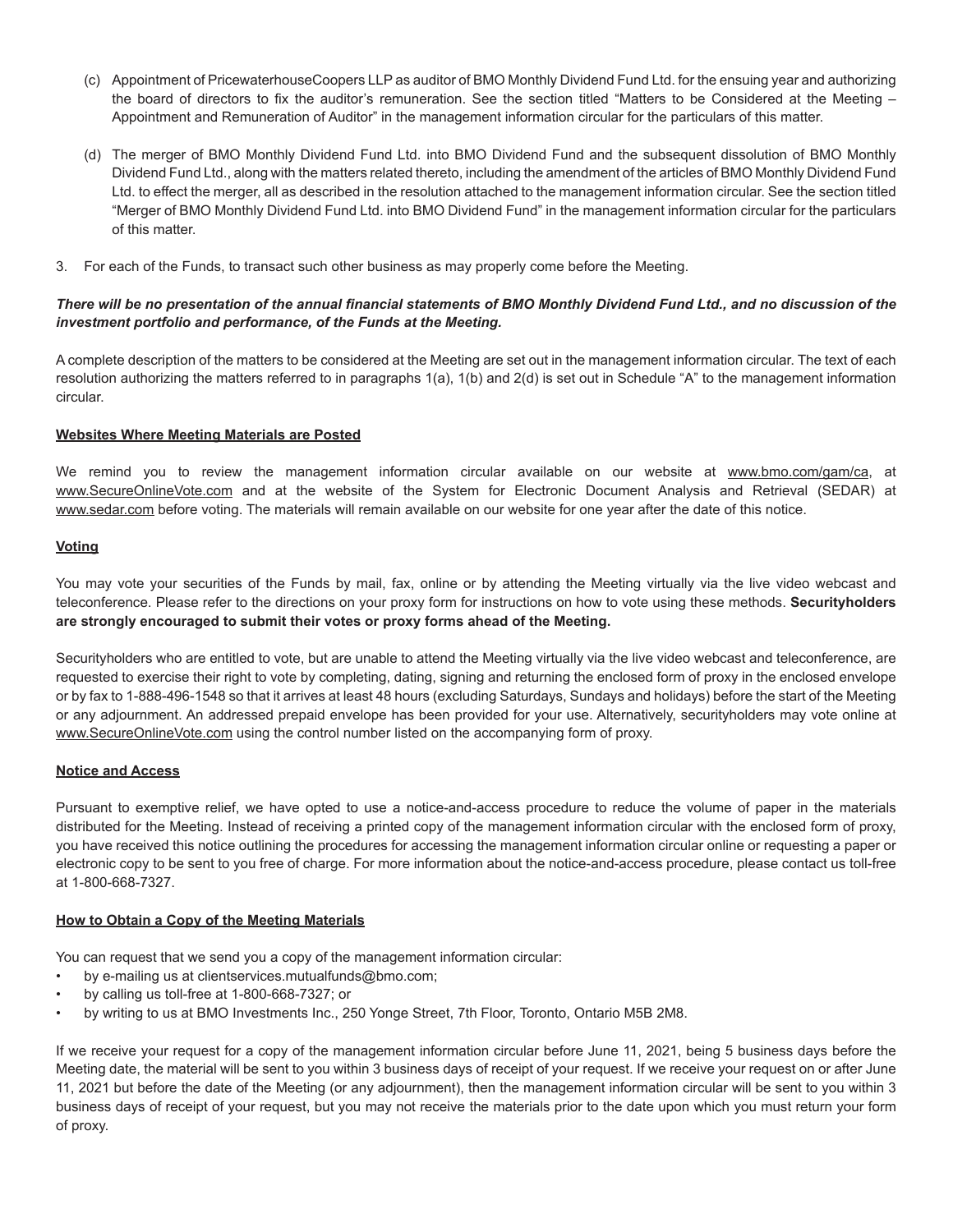(c) Appointment of PricewaterhouseCoopers LLP as auditor of BMO Monthly Dividend Fund Ltd. for the ensuing year and authorizing the board of directors to fix the auditor's remuneration. See the section titled "Matters to be Considered at the Meeting – Appointment and Remuneration of Auditor" in the management information circular for the particulars of this matter.

(d) The merger of BMO Monthly Dividend Fund Ltd. into BMO Dividend Fund and the subsequent dissolution of BMO Monthly Dividend Fund Ltd., along with the matters related thereto, including the amendment of the articles of BMO Monthly Dividend Fund Ltd. to effect the merger, all as described in the resolution attached to the management information circular. See the section titled "Merger of BMO Monthly Dividend Fund Ltd. into BMO Dividend Fund" in the management information circular for the particulars of this matter.

3. For each of the Funds, to transact such other business as may properly come before the Meeting.

***There will be no presentation of the annual financial statements of BMO Monthly Dividend Fund Ltd., and no discussion of the investment portfolio and performance, of the Funds at the Meeting.***

A complete description of the matters to be considered at the Meeting are set out in the management information circular. The text of each resolution authorizing the matters referred to in paragraphs 1(a), 1(b) and 2(d) is set out in Schedule "A" to the management information circular.

**Websites Where Meeting Materials are Posted**

We remind you to review the management information circular available on our website at www.bmo.com/gam/ca, at www.SecureOnlineVote.com and at the website of the System for Electronic Document Analysis and Retrieval (SEDAR) at www.sedar.com before voting. The materials will remain available on our website for one year after the date of this notice.

**Voting**

You may vote your securities of the Funds by mail, fax, online or by attending the Meeting virtually via the live video webcast and teleconference. Please refer to the directions on your proxy form for instructions on how to vote using these methods. **Securityholders are strongly encouraged to submit their votes or proxy forms ahead of the Meeting.**

Securityholders who are entitled to vote, but are unable to attend the Meeting virtually via the live video webcast and teleconference, are requested to exercise their right to vote by completing, dating, signing and returning the enclosed form of proxy in the enclosed envelope or by fax to 1-888-496-1548 so that it arrives at least 48 hours (excluding Saturdays, Sundays and holidays) before the start of the Meeting or any adjournment. An addressed prepaid envelope has been provided for your use. Alternatively, securityholders may vote online at www.SecureOnlineVote.com using the control number listed on the accompanying form of proxy.

**Notice and Access**

Pursuant to exemptive relief, we have opted to use a notice-and-access procedure to reduce the volume of paper in the materials distributed for the Meeting. Instead of receiving a printed copy of the management information circular with the enclosed form of proxy, you have received this notice outlining the procedures for accessing the management information circular online or requesting a paper or electronic copy to be sent to you free of charge. For more information about the notice-and-access procedure, please contact us toll-free at 1-800-668-7327.

**How to Obtain a Copy of the Meeting Materials**

You can request that we send you a copy of the management information circular:

- by e-mailing us at clientservices.mutualfunds@bmo.com;
- by calling us toll-free at 1-800-668-7327; or
- by writing to us at BMO Investments Inc., 250 Yonge Street, 7th Floor, Toronto, Ontario M5B 2M8.

If we receive your request for a copy of the management information circular before June 11, 2021, being 5 business days before the Meeting date, the material will be sent to you within 3 business days of receipt of your request. If we receive your request on or after June 11, 2021 but before the date of the Meeting (or any adjournment), then the management information circular will be sent to you within 3 business days of receipt of your request, but you may not receive the materials prior to the date upon which you must return your form of proxy.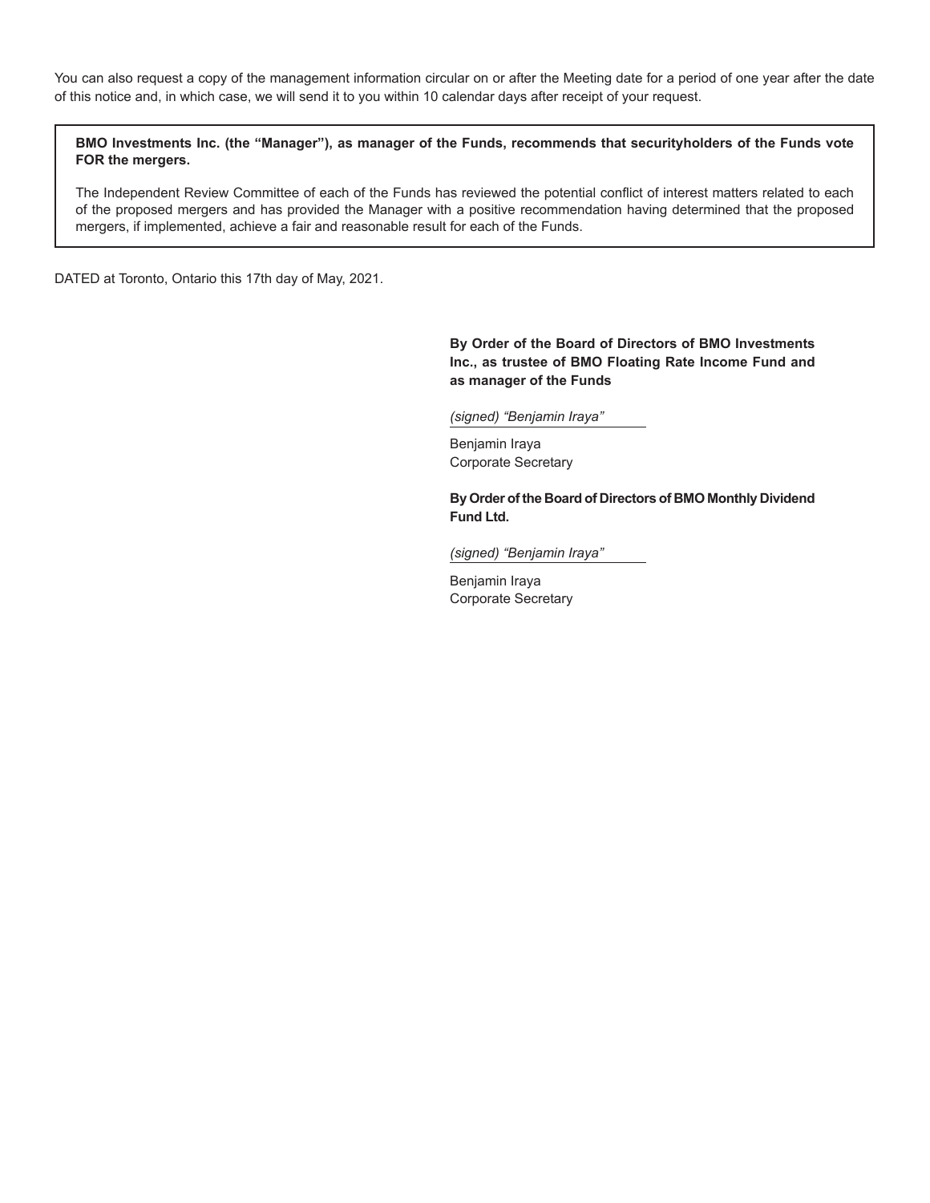You can also request a copy of the management information circular on or after the Meeting date for a period of one year after the date of this notice and, in which case, we will send it to you within 10 calendar days after receipt of your request.

**BMO Investments Inc. (the "Manager"), as manager of the Funds, recommends that securityholders of the Funds vote FOR the mergers.**

The Independent Review Committee of each of the Funds has reviewed the potential conflict of interest matters related to each of the proposed mergers and has provided the Manager with a positive recommendation having determined that the proposed mergers, if implemented, achieve a fair and reasonable result for each of the Funds.

DATED at Toronto, Ontario this 17th day of May, 2021.

**By Order of the Board of Directors of BMO Investments Inc., as trustee of BMO Floating Rate Income Fund and as manager of the Funds**

*(signed) "Benjamin Iraya"*

Benjamin Iraya
Corporate Secretary

**By Order of the Board of Directors of BMO Monthly Dividend Fund Ltd.**

*(signed) "Benjamin Iraya"*

Benjamin Iraya
Corporate Secretary